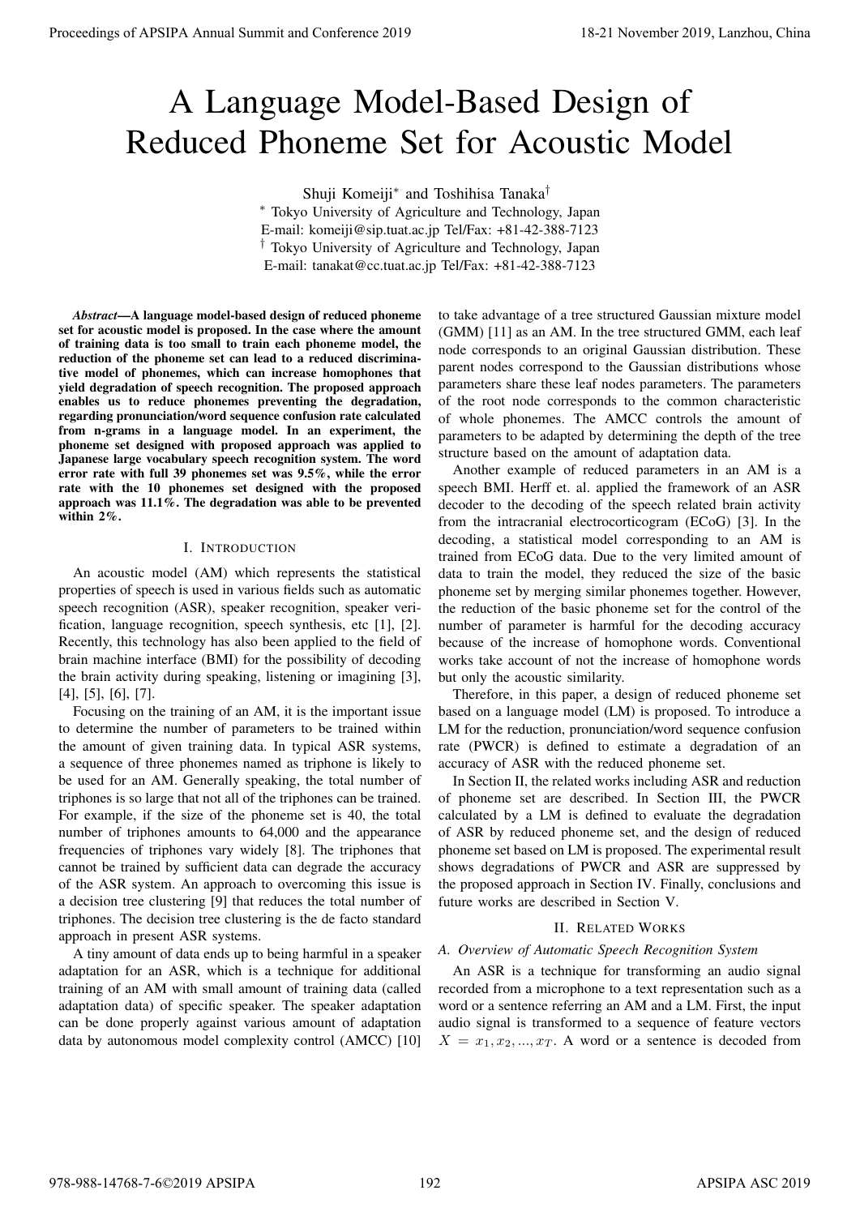# A Language Model-Based Design of Reduced Phoneme Set for Acoustic Model

Shuji Komeiji* and Toshihisa Tanaka†

* Tokyo University of Agriculture and Technology, Japan
E-mail: komeiji@sip.tuat.ac.jp Tel/Fax: +81-42-388-7123

† Tokyo University of Agriculture and Technology, Japan
E-mail: tanakat@cc.tuat.ac.jp Tel/Fax: +81-42-388-7123

***Abstract*—A language model-based design of reduced phoneme set for acoustic model is proposed. In the case where the amount of training data is too small to train each phoneme model, the reduction of the phoneme set can lead to a reduced discriminative model of phonemes, which can increase homophones that yield degradation of speech recognition. The proposed approach enables us to reduce phonemes preventing the degradation, regarding pronunciation/word sequence confusion rate calculated from n-grams in a language model. In an experiment, the phoneme set designed with proposed approach was applied to Japanese large vocabulary speech recognition system. The word error rate with full 39 phonemes set was 9.5%, while the error rate with the 10 phonemes set designed with the proposed approach was 11.1%. The degradation was able to be prevented within 2%.**

## I. Introduction

An acoustic model (AM) which represents the statistical properties of speech is used in various fields such as automatic speech recognition (ASR), speaker recognition, speaker verification, language recognition, speech synthesis, etc [1], [2]. Recently, this technology has also been applied to the field of brain machine interface (BMI) for the possibility of decoding the brain activity during speaking, listening or imagining [3], [4], [5], [6], [7].

Focusing on the training of an AM, it is the important issue to determine the number of parameters to be trained within the amount of given training data. In typical ASR systems, a sequence of three phonemes named as triphone is likely to be used for an AM. Generally speaking, the total number of triphones is so large that not all of the triphones can be trained. For example, if the size of the phoneme set is 40, the total number of triphones amounts to 64,000 and the appearance frequencies of triphones vary widely [8]. The triphones that cannot be trained by sufficient data can degrade the accuracy of the ASR system. An approach to overcoming this issue is a decision tree clustering [9] that reduces the total number of triphones. The decision tree clustering is the de facto standard approach in present ASR systems.

A tiny amount of data ends up to being harmful in a speaker adaptation for an ASR, which is a technique for additional training of an AM with small amount of training data (called adaptation data) of specific speaker. The speaker adaptation can be done properly against various amount of adaptation data by autonomous model complexity control (AMCC) [10] to take advantage of a tree structured Gaussian mixture model (GMM) [11] as an AM. In the tree structured GMM, each leaf node corresponds to an original Gaussian distribution. These parent nodes correspond to the Gaussian distributions whose parameters share these leaf nodes parameters. The parameters of the root node corresponds to the common characteristic of whole phonemes. The AMCC controls the amount of parameters to be adapted by determining the depth of the tree structure based on the amount of adaptation data.

Another example of reduced parameters in an AM is a speech BMI. Herff et. al. applied the framework of an ASR decoder to the decoding of the speech related brain activity from the intracranial electrocorticogram (ECoG) [3]. In the decoding, a statistical model corresponding to an AM is trained from ECoG data. Due to the very limited amount of data to train the model, they reduced the size of the basic phoneme set by merging similar phonemes together. However, the reduction of the basic phoneme set for the control of the number of parameter is harmful for the decoding accuracy because of the increase of homophone words. Conventional works take account of not the increase of homophone words but only the acoustic similarity.

Therefore, in this paper, a design of reduced phoneme set based on a language model (LM) is proposed. To introduce a LM for the reduction, pronunciation/word sequence confusion rate (PWCR) is defined to estimate a degradation of an accuracy of ASR with the reduced phoneme set.

In Section II, the related works including ASR and reduction of phoneme set are described. In Section III, the PWCR calculated by a LM is defined to evaluate the degradation of ASR by reduced phoneme set, and the design of reduced phoneme set based on LM is proposed. The experimental result shows degradations of PWCR and ASR are suppressed by the proposed approach in Section IV. Finally, conclusions and future works are described in Section V.

## II. Related Works

### *A. Overview of Automatic Speech Recognition System*

An ASR is a technique for transforming an audio signal recorded from a microphone to a text representation such as a word or a sentence referring an AM and a LM. First, the input audio signal is transformed to a sequence of feature vectors $X = x_1, x_2, ..., x_T$. A word or a sentence is decoded from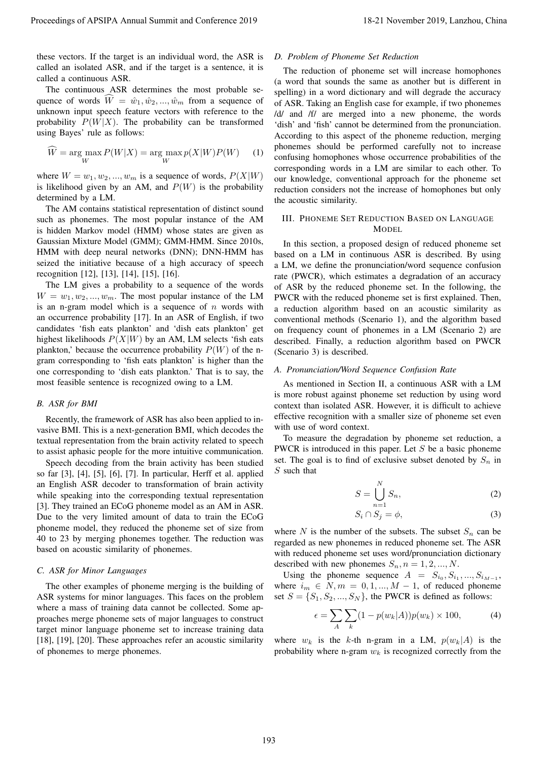these vectors. If the target is an individual word, the ASR is called an isolated ASR, and if the target is a sentence, it is called a continuous ASR.

The continuous ASR determines the most probable sequence of words $\widehat{W} = \hat{w}_1, \hat{w}_2, ..., \hat{w}_m$ from a sequence of unknown input speech feature vectors with reference to the probability $P(W|X)$. The probability can be transformed using Bayes' rule as follows:

$$\widehat{W} = \arg\max_{W} P(W|X) = \arg\max_{W} p(X|W)P(W) \quad (1)$$

where $W = w_1, w_2, ..., w_m$ is a sequence of words, $P(X|W)$ is likelihood given by an AM, and $P(W)$ is the probability determined by a LM.

The AM contains statistical representation of distinct sound such as phonemes. The most popular instance of the AM is hidden Markov model (HMM) whose states are given as Gaussian Mixture Model (GMM); GMM-HMM. Since 2010s, HMM with deep neural networks (DNN); DNN-HMM has seized the initiative because of a high accuracy of speech recognition [12], [13], [14], [15], [16].

The LM gives a probability to a sequence of the words $W = w_1, w_2, ..., w_m$. The most popular instance of the LM is an n-gram model which is a sequence of $n$ words with an occurrence probability [17]. In an ASR of English, if two candidates 'fish eats plankton' and 'dish eats plankton' get highest likelihoods $P(X|W)$ by an AM, LM selects 'fish eats plankton,' because the occurrence probability $P(W)$ of the n-gram corresponding to 'fish eats plankton' is higher than the one corresponding to 'dish eats plankton.' That is to say, the most feasible sentence is recognized owing to a LM.

### B. ASR for BMI

Recently, the framework of ASR has also been applied to invasive BMI. This is a next-generation BMI, which decodes the textual representation from the brain activity related to speech to assist aphasic people for the more intuitive communication.

Speech decoding from the brain activity has been studied so far [3], [4], [5], [6], [7]. In particular, Herff et al. applied an English ASR decoder to transformation of brain activity while speaking into the corresponding textual representation [3]. They trained an ECoG phoneme model as an AM in ASR. Due to the very limited amount of data to train the ECoG phoneme model, they reduced the phoneme set of size from 40 to 23 by merging phonemes together. The reduction was based on acoustic similarity of phonemes.

### C. ASR for Minor Languages

The other examples of phoneme merging is the building of ASR systems for minor languages. This faces on the problem where a mass of training data cannot be collected. Some approaches merge phoneme sets of major languages to construct target minor language phoneme set to increase training data [18], [19], [20]. These approaches refer an acoustic similarity of phonemes to merge phonemes.

### D. Problem of Phoneme Set Reduction

The reduction of phoneme set will increase homophones (a word that sounds the same as another but is different in spelling) in a word dictionary and will degrade the accuracy of ASR. Taking an English case for example, if two phonemes /d/ and /f/ are merged into a new phoneme, the words 'dish' and 'fish' cannot be determined from the pronunciation. According to this aspect of the phoneme reduction, merging phonemes should be performed carefully not to increase confusing homophones whose occurrence probabilities of the corresponding words in a LM are similar to each other. To our knowledge, conventional approach for the phoneme set reduction considers not the increase of homophones but only the acoustic similarity.

## III. Phoneme Set Reduction Based on Language Model

In this section, a proposed design of reduced phoneme set based on a LM in continuous ASR is described. By using a LM, we define the pronunciation/word sequence confusion rate (PWCR), which estimates a degradation of an accuracy of ASR by the reduced phoneme set. In the following, the PWCR with the reduced phoneme set is first explained. Then, a reduction algorithm based on an acoustic similarity as conventional methods (Scenario 1), and the algorithm based on frequency count of phonemes in a LM (Scenario 2) are described. Finally, a reduction algorithm based on PWCR (Scenario 3) is described.

### A. Pronunciation/Word Sequence Confusion Rate

As mentioned in Section II, a continuous ASR with a LM is more robust against phoneme set reduction by using word context than isolated ASR. However, it is difficult to achieve effective recognition with a smaller size of phoneme set even with use of word context.

To measure the degradation by phoneme set reduction, a PWCR is introduced in this paper. Let $S$ be a basic phoneme set. The goal is to find of exclusive subset denoted by $S_n$ in $S$ such that

$$S = \bigcup_{n=1}^{N} S_n, \quad (2)$$

$$S_i \cap S_j = \phi, \quad (3)$$

where $N$ is the number of the subsets. The subset $S_n$ can be regarded as new phonemes in reduced phoneme set. The ASR with reduced phoneme set uses word/pronunciation dictionary described with new phonemes $S_n, n = 1, 2, ..., N$.

Using the phoneme sequence $A = S_{i_0}, S_{i_1}, ..., S_{i_{M-1}}$, where $i_m \in N, m = 0, 1, ..., M-1$, of reduced phoneme set $S = \{S_1, S_2, ..., S_N\}$, the PWCR is defined as follows:

$$\epsilon = \sum_{A} \sum_{k} (1 - p(w_k|A))p(w_k) \times 100, \quad (4)$$

where $w_k$ is the $k$-th n-gram in a LM, $p(w_k|A)$ is the probability where n-gram $w_k$ is recognized correctly from the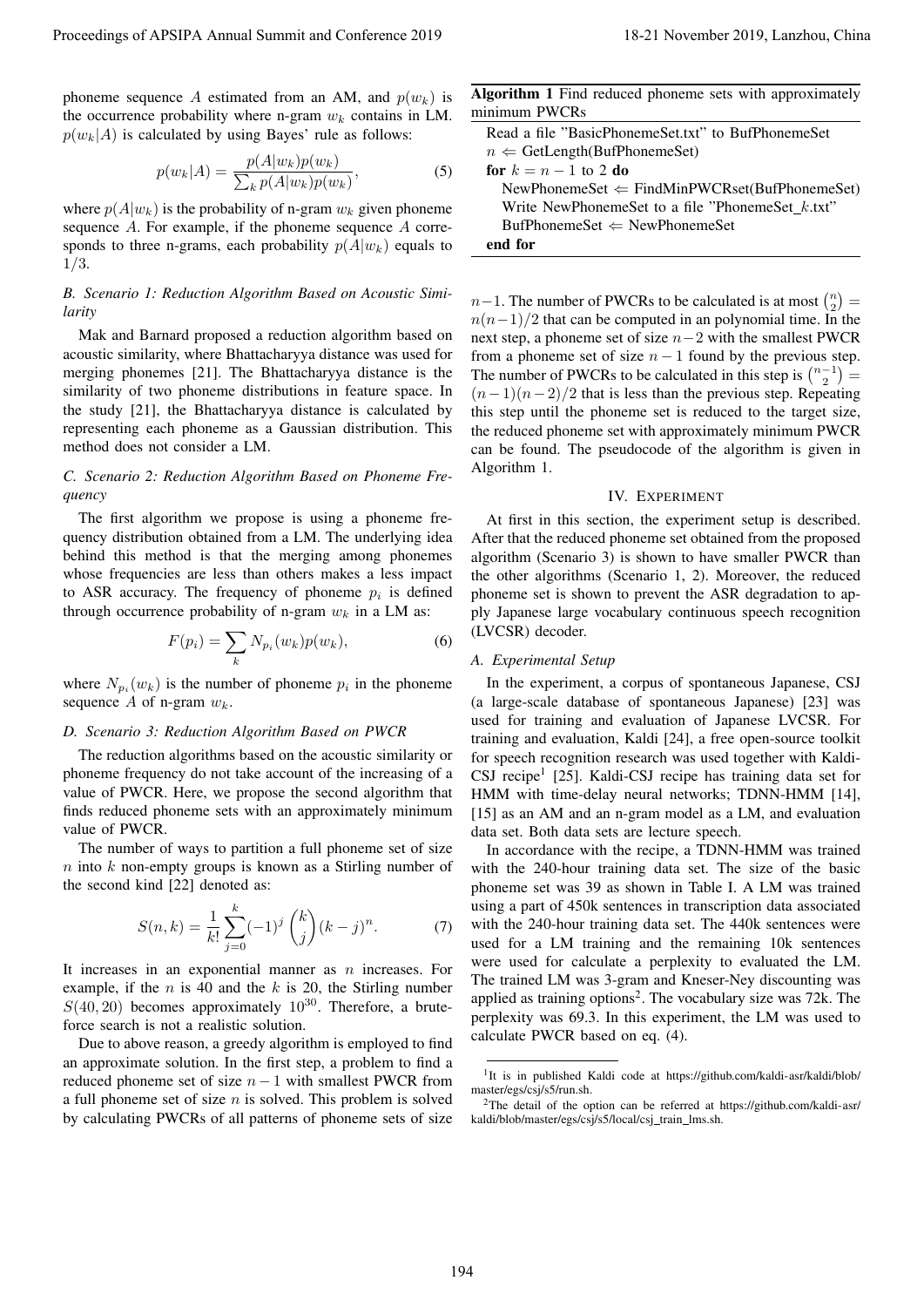phoneme sequence $A$ estimated from an AM, and $p(w_k)$ is the occurrence probability where n-gram $w_k$ contains in LM. $p(w_k|A)$ is calculated by using Bayes' rule as follows:

$$p(w_k|A) = \frac{p(A|w_k)p(w_k)}{\sum_k p(A|w_k)p(w_k)}, \quad (5)$$

where $p(A|w_k)$ is the probability of n-gram $w_k$ given phoneme sequence $A$. For example, if the phoneme sequence $A$ corresponds to three n-grams, each probability $p(A|w_k)$ equals to $1/3$.

### *B. Scenario 1: Reduction Algorithm Based on Acoustic Similarity*

Mak and Barnard proposed a reduction algorithm based on acoustic similarity, where Bhattacharyya distance was used for merging phonemes [21]. The Bhattacharyya distance is the similarity of two phoneme distributions in feature space. In the study [21], the Bhattacharyya distance is calculated by representing each phoneme as a Gaussian distribution. This method does not consider a LM.

### *C. Scenario 2: Reduction Algorithm Based on Phoneme Frequency*

The first algorithm we propose is using a phoneme frequency distribution obtained from a LM. The underlying idea behind this method is that the merging among phonemes whose frequencies are less than others makes a less impact to ASR accuracy. The frequency of phoneme $p_i$ is defined through occurrence probability of n-gram $w_k$ in a LM as:

$$F(p_i) = \sum_k N_{p_i}(w_k)p(w_k), \quad (6)$$

where $N_{p_i}(w_k)$ is the number of phoneme $p_i$ in the phoneme sequence $A$ of n-gram $w_k$.

### *D. Scenario 3: Reduction Algorithm Based on PWCR*

The reduction algorithms based on the acoustic similarity or phoneme frequency do not take account of the increasing of a value of PWCR. Here, we propose the second algorithm that finds reduced phoneme sets with an approximately minimum value of PWCR.

The number of ways to partition a full phoneme set of size $n$ into $k$ non-empty groups is known as a Stirling number of the second kind [22] denoted as:

$$S(n,k) = \frac{1}{k!}\sum_{j=0}^{k}(-1)^j \binom{k}{j}(k-j)^n. \quad (7)$$

It increases in an exponential manner as $n$ increases. For example, if the $n$ is 40 and the $k$ is 20, the Stirling number $S(40, 20)$ becomes approximately $10^{30}$. Therefore, a brute-force search is not a realistic solution.

Due to above reason, a greedy algorithm is employed to find an approximate solution. In the first step, a problem to find a reduced phoneme set of size $n-1$ with smallest PWCR from a full phoneme set of size $n$ is solved. This problem is solved by calculating PWCRs of all patterns of phoneme sets of size $n-1$. The number of PWCRs to be calculated is at most $\binom{n}{2} = n(n-1)/2$ that can be computed in an polynomial time. In the next step, a phoneme set of size $n-2$ with the smallest PWCR from a phoneme set of size $n-1$ found by the previous step. The number of PWCRs to be calculated in this step is $\binom{n-1}{2} = (n-1)(n-2)/2$ that is less than the previous step. Repeating this step until the phoneme set is reduced to the target size, the reduced phoneme set with approximately minimum PWCR can be found. The pseudocode of the algorithm is given in Algorithm 1.

**Algorithm 1** Find reduced phoneme sets with approximately minimum PWCRs

```
Read a file "BasicPhonemeSet.txt" to BufPhonemeSet
n ⇐ GetLength(BufPhonemeSet)
for k = n − 1 to 2 do
    NewPhonemeSet ⇐ FindMinPWCRset(BufPhonemeSet)
    Write NewPhonemeSet to a file "PhonemeSet_k.txt"
    BufPhonemeSet ⇐ NewPhonemeSet
end for
```

## IV. Experiment

At first in this section, the experiment setup is described. After that the reduced phoneme set obtained from the proposed algorithm (Scenario 3) is shown to have smaller PWCR than the other algorithms (Scenario 1, 2). Moreover, the reduced phoneme set is shown to prevent the ASR degradation to apply Japanese large vocabulary continuous speech recognition (LVCSR) decoder.

### *A. Experimental Setup*

In the experiment, a corpus of spontaneous Japanese, CSJ (a large-scale database of spontaneous Japanese) [23] was used for training and evaluation of Japanese LVCSR. For training and evaluation, Kaldi [24], a free open-source toolkit for speech recognition research was used together with Kaldi-CSJ recipe[1] [25]. Kaldi-CSJ recipe has training data set for HMM with time-delay neural networks; TDNN-HMM [14], [15] as an AM and an n-gram model as a LM, and evaluation data set. Both data sets are lecture speech.

In accordance with the recipe, a TDNN-HMM was trained with the 240-hour training data set. The size of the basic phoneme set was 39 as shown in Table I. A LM was trained using a part of 450k sentences in transcription data associated with the 240-hour training data set. The 440k sentences were used for a LM training and the remaining 10k sentences were used for calculate a perplexity to evaluated the LM. The trained LM was 3-gram and Kneser-Ney discounting was applied as training options[2]. The vocabulary size was 72k. The perplexity was 69.3. In this experiment, the LM was used to calculate PWCR based on eq. (4).

[1] It is in published Kaldi code at https://github.com/kaldi-asr/kaldi/blob/master/egs/csj/s5/run.sh.

[2] The detail of the option can be referred at https://github.com/kaldi-asr/kaldi/blob/master/egs/csj/s5/local/csj_train_lms.sh.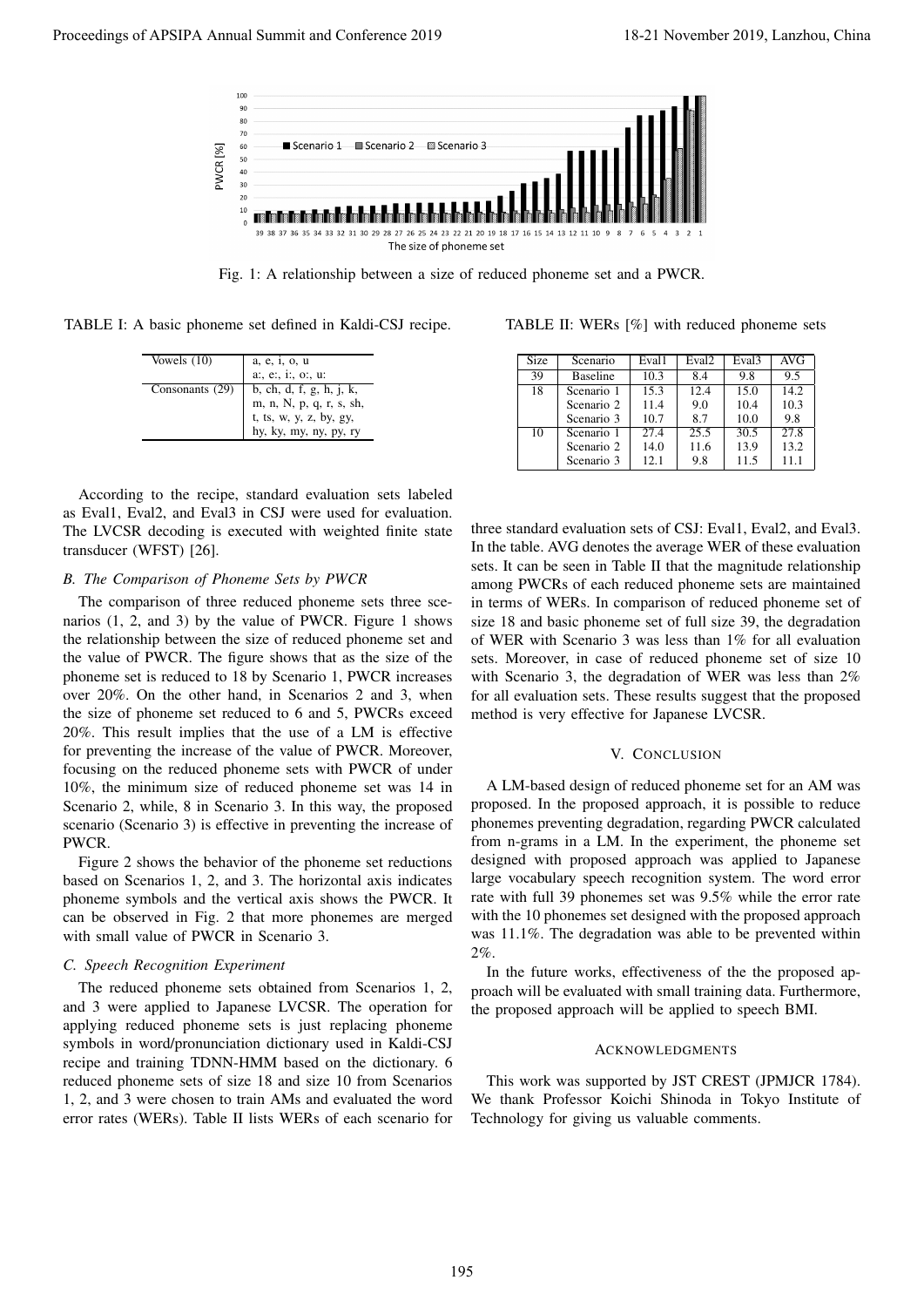Fig. 1: A relationship between a size of reduced phoneme set and a PWCR.

TABLE I: A basic phoneme set defined in Kaldi-CSJ recipe.

| Vowels (10) | a, e, i, o, u a:, e:, i:, o:, u: |
| --- | --- |
| Consonants (29) | b, ch, d, f, g, h, j, k, m, n, N, p, q, r, s, sh, t, ts, w, y, z, by, gy, hy, ky, my, ny, py, ry |

According to the recipe, standard evaluation sets labeled as Eval1, Eval2, and Eval3 in CSJ were used for evaluation. The LVCSR decoding is executed with weighted finite state transducer (WFST) [26].

### *B. The Comparison of Phoneme Sets by PWCR*

The comparison of three reduced phoneme sets three scenarios (1, 2, and 3) by the value of PWCR. Figure 1 shows the relationship between the size of reduced phoneme set and the value of PWCR. The figure shows that as the size of the phoneme set is reduced to 18 by Scenario 1, PWCR increases over 20%. On the other hand, in Scenarios 2 and 3, when the size of phoneme set reduced to 6 and 5, PWCRs exceed 20%. This result implies that the use of a LM is effective for preventing the increase of the value of PWCR. Moreover, focusing on the reduced phoneme sets with PWCR of under 10%, the minimum size of reduced phoneme set was 14 in Scenario 2, while, 8 in Scenario 3. In this way, the proposed scenario (Scenario 3) is effective in preventing the increase of PWCR.

Figure 2 shows the behavior of the phoneme set reductions based on Scenarios 1, 2, and 3. The horizontal axis indicates phoneme symbols and the vertical axis shows the PWCR. It can be observed in Fig. 2 that more phonemes are merged with small value of PWCR in Scenario 3.

### *C. Speech Recognition Experiment*

The reduced phoneme sets obtained from Scenarios 1, 2, and 3 were applied to Japanese LVCSR. The operation for applying reduced phoneme sets is just replacing phoneme symbols in word/pronunciation dictionary used in Kaldi-CSJ recipe and training TDNN-HMM based on the dictionary. 6 reduced phoneme sets of size 18 and size 10 from Scenarios 1, 2, and 3 were chosen to train AMs and evaluated the word error rates (WERs). Table II lists WERs of each scenario for three standard evaluation sets of CSJ: Eval1, Eval2, and Eval3. In the table. AVG denotes the average WER of these evaluation sets. It can be seen in Table II that the magnitude relationship among PWCRs of each reduced phoneme sets are maintained in terms of WERs. In comparison of reduced phoneme set of size 18 and basic phoneme set of full size 39, the degradation of WER with Scenario 3 was less than 1% for all evaluation sets. Moreover, in case of reduced phoneme set of size 10 with Scenario 3, the degradation of WER was less than 2% for all evaluation sets. These results suggest that the proposed method is very effective for Japanese LVCSR.

TABLE II: WERs [%] with reduced phoneme sets

| Size | Scenario | Eval1 | Eval2 | Eval3 | AVG |
| --- | --- | --- | --- | --- | --- |
| 39 | Baseline | 10.3 | 8.4 | 9.8 | 9.5 |
| 18 | Scenario 1 | 15.3 | 12.4 | 15.0 | 14.2 |
| | Scenario 2 | 11.4 | 9.0 | 10.4 | 10.3 |
| | Scenario 3 | 10.7 | 8.7 | 10.0 | 9.8 |
| 10 | Scenario 1 | 27.4 | 25.5 | 30.5 | 27.8 |
| | Scenario 2 | 14.0 | 11.6 | 13.9 | 13.2 |
| | Scenario 3 | 12.1 | 9.8 | 11.5 | 11.1 |

## V. Conclusion

A LM-based design of reduced phoneme set for an AM was proposed. In the proposed approach, it is possible to reduce phonemes preventing degradation, regarding PWCR calculated from n-grams in a LM. In the experiment, the phoneme set designed with proposed approach was applied to Japanese large vocabulary speech recognition system. The word error rate with full 39 phonemes set was 9.5% while the error rate with the 10 phonemes set designed with the proposed approach was 11.1%. The degradation was able to be prevented within 2%.

In the future works, effectiveness of the the proposed approach will be evaluated with small training data. Furthermore, the proposed approach will be applied to speech BMI.

## Acknowledgments

This work was supported by JST CREST (JPMJCR 1784). We thank Professor Koichi Shinoda in Tokyo Institute of Technology for giving us valuable comments.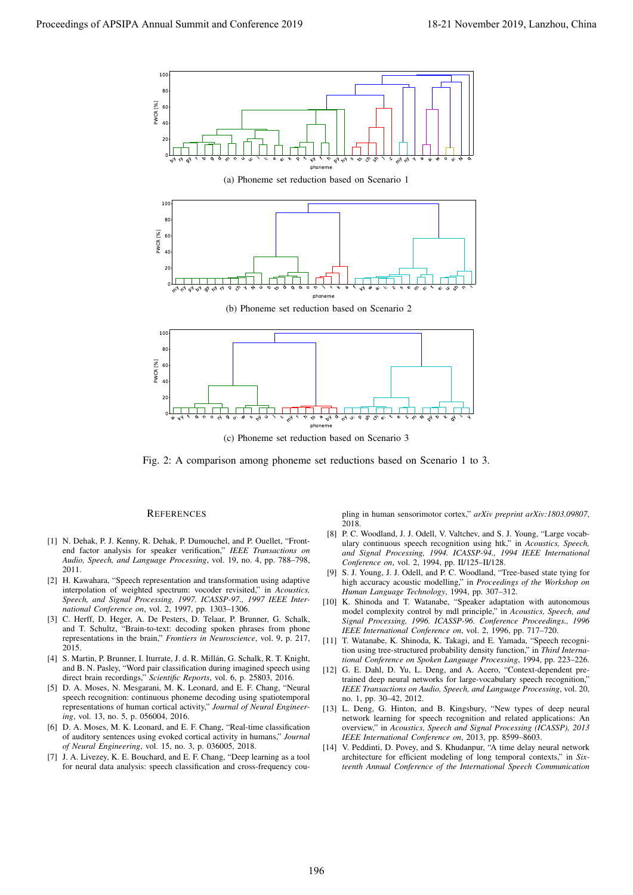(a) Phoneme set reduction based on Scenario 1

(b) Phoneme set reduction based on Scenario 2

(c) Phoneme set reduction based on Scenario 3

Fig. 2: A comparison among phoneme set reductions based on Scenario 1 to 3.

## REFERENCES

[1] N. Dehak, P. J. Kenny, R. Dehak, P. Dumouchel, and P. Ouellet, "Front-end factor analysis for speaker verification," *IEEE Transactions on Audio, Speech, and Language Processing*, vol. 19, no. 4, pp. 788–798, 2011.

[2] H. Kawahara, "Speech representation and transformation using adaptive interpolation of weighted spectrum: vocoder revisited," in *Acoustics, Speech, and Signal Processing, 1997. ICASSP-97., 1997 IEEE International Conference on*, vol. 2, 1997, pp. 1303–1306.

[3] C. Herff, D. Heger, A. De Pesters, D. Telaar, P. Brunner, G. Schalk, and T. Schultz, "Brain-to-text: decoding spoken phrases from phone representations in the brain," *Frontiers in Neuroscience*, vol. 9, p. 217, 2015.

[4] S. Martin, P. Brunner, I. Iturrate, J. d. R. Millán, G. Schalk, R. T. Knight, and B. N. Pasley, "Word pair classification during imagined speech using direct brain recordings," *Scientific Reports*, vol. 6, p. 25803, 2016.

[5] D. A. Moses, N. Mesgarani, M. K. Leonard, and E. F. Chang, "Neural speech recognition: continuous phoneme decoding using spatiotemporal representations of human cortical activity," *Journal of Neural Engineering*, vol. 13, no. 5, p. 056004, 2016.

[6] D. A. Moses, M. K. Leonard, and E. F. Chang, "Real-time classification of auditory sentences using evoked cortical activity in humans," *Journal of Neural Engineering*, vol. 15, no. 3, p. 036005, 2018.

[7] J. A. Livezey, K. E. Bouchard, and E. F. Chang, "Deep learning as a tool for neural data analysis: speech classification and cross-frequency coupling in human sensorimotor cortex," *arXiv preprint arXiv:1803.09807*, 2018.

[8] P. C. Woodland, J. J. Odell, V. Valtchev, and S. J. Young, "Large vocabulary continuous speech recognition using htk," in *Acoustics, Speech, and Signal Processing, 1994. ICASSP-94., 1994 IEEE International Conference on*, vol. 2, 1994, pp. II/125–II/128.

[9] S. J. Young, J. J. Odell, and P. C. Woodland, "Tree-based state tying for high accuracy acoustic modelling," in *Proceedings of the Workshop on Human Language Technology*, 1994, pp. 307–312.

[10] K. Shinoda and T. Watanabe, "Speaker adaptation with autonomous model complexity control by mdl principle," in *Acoustics, Speech, and Signal Processing, 1996. ICASSP-96. Conference Proceedings., 1996 IEEE International Conference on*, vol. 2, 1996, pp. 717–720.

[11] T. Watanabe, K. Shinoda, K. Takagi, and E. Yamada, "Speech recognition using tree-structured probability density function," in *Third International Conference on Spoken Language Processing*, 1994, pp. 223–226.

[12] G. E. Dahl, D. Yu, L. Deng, and A. Acero, "Context-dependent pre-trained deep neural networks for large-vocabulary speech recognition," *IEEE Transactions on Audio, Speech, and Language Processing*, vol. 20, no. 1, pp. 30–42, 2012.

[13] L. Deng, G. Hinton, and B. Kingsbury, "New types of deep neural network learning for speech recognition and related applications: An overview," in *Acoustics, Speech and Signal Processing (ICASSP), 2013 IEEE International Conference on*, 2013, pp. 8599–8603.

[14] V. Peddinti, D. Povey, and S. Khudanpur, "A time delay neural network architecture for efficient modeling of long temporal contexts," in *Sixteenth Annual Conference of the International Speech Communication*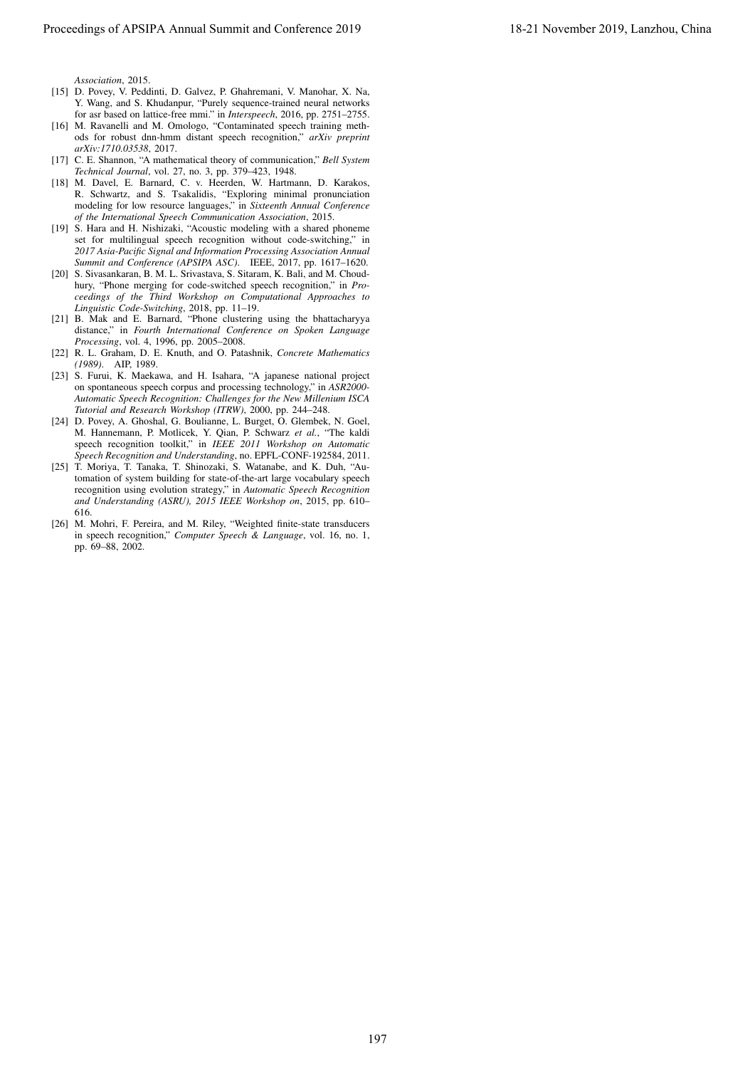*Association*, 2015.

[15] D. Povey, V. Peddinti, D. Galvez, P. Ghahremani, V. Manohar, X. Na, Y. Wang, and S. Khudanpur, "Purely sequence-trained neural networks for asr based on lattice-free mmi." in *Interspeech*, 2016, pp. 2751–2755.

[16] M. Ravanelli and M. Omologo, "Contaminated speech training methods for robust dnn-hmm distant speech recognition," *arXiv preprint arXiv:1710.03538*, 2017.

[17] C. E. Shannon, "A mathematical theory of communication," *Bell System Technical Journal*, vol. 27, no. 3, pp. 379–423, 1948.

[18] M. Davel, E. Barnard, C. v. Heerden, W. Hartmann, D. Karakos, R. Schwartz, and S. Tsakalidis, "Exploring minimal pronunciation modeling for low resource languages," in *Sixteenth Annual Conference of the International Speech Communication Association*, 2015.

[19] S. Hara and H. Nishizaki, "Acoustic modeling with a shared phoneme set for multilingual speech recognition without code-switching," in *2017 Asia-Pacific Signal and Information Processing Association Annual Summit and Conference (APSIPA ASC)*. IEEE, 2017, pp. 1617–1620.

[20] S. Sivasankaran, B. M. L. Srivastava, S. Sitaram, K. Bali, and M. Choudhury, "Phone merging for code-switched speech recognition," in *Proceedings of the Third Workshop on Computational Approaches to Linguistic Code-Switching*, 2018, pp. 11–19.

[21] B. Mak and E. Barnard, "Phone clustering using the bhattacharyya distance," in *Fourth International Conference on Spoken Language Processing*, vol. 4, 1996, pp. 2005–2008.

[22] R. L. Graham, D. E. Knuth, and O. Patashnik, *Concrete Mathematics (1989)*. AIP, 1989.

[23] S. Furui, K. Maekawa, and H. Isahara, "A japanese national project on spontaneous speech corpus and processing technology," in *ASR2000-Automatic Speech Recognition: Challenges for the New Millenium ISCA Tutorial and Research Workshop (ITRW)*, 2000, pp. 244–248.

[24] D. Povey, A. Ghoshal, G. Boulianne, L. Burget, O. Glembek, N. Goel, M. Hannemann, P. Motlicek, Y. Qian, P. Schwarz *et al.*, "The kaldi speech recognition toolkit," in *IEEE 2011 Workshop on Automatic Speech Recognition and Understanding*, no. EPFL-CONF-192584, 2011.

[25] T. Moriya, T. Tanaka, T. Shinozaki, S. Watanabe, and K. Duh, "Automation of system building for state-of-the-art large vocabulary speech recognition using evolution strategy," in *Automatic Speech Recognition and Understanding (ASRU), 2015 IEEE Workshop on*, 2015, pp. 610–616.

[26] M. Mohri, F. Pereira, and M. Riley, "Weighted finite-state transducers in speech recognition," *Computer Speech & Language*, vol. 16, no. 1, pp. 69–88, 2002.